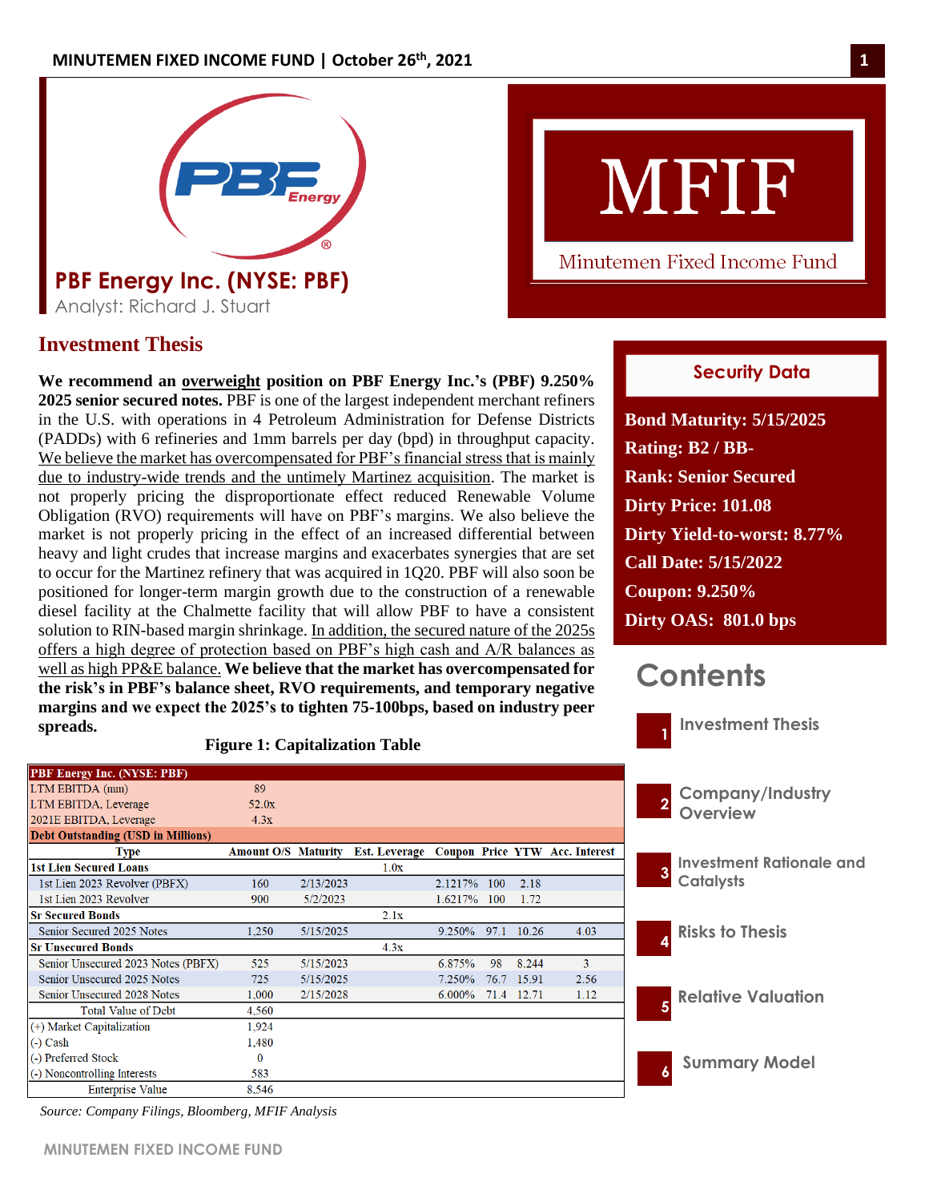# PBF Energy Inc. (NYSE: PBF)

Analyst: Richard J. Stuart

MFIF

Minutemen Fixed Income Fund

## Investment Thesis

**We recommend an overweight position on PBF Energy Inc.'s (PBF) 9.250% 2025 senior secured notes.** PBF is one of the largest independent merchant refiners in the U.S. with operations in 4 Petroleum Administration for Defense Districts (PADDs) with 6 refineries and 1mm barrels per day (bpd) in throughput capacity. We believe the market has overcompensated for PBF's financial stress that is mainly due to industry-wide trends and the untimely Martinez acquisition. The market is not properly pricing the disproportionate effect reduced Renewable Volume Obligation (RVO) requirements will have on PBF's margins. We also believe the market is not properly pricing in the effect of an increased differential between heavy and light crudes that increase margins and exacerbates synergies that are set to occur for the Martinez refinery that was acquired in 1Q20. PBF will also soon be positioned for longer-term margin growth due to the construction of a renewable diesel facility at the Chalmette facility that will allow PBF to have a consistent solution to RIN-based margin shrinkage. In addition, the secured nature of the 2025s offers a high degree of protection based on PBF's high cash and A/R balances as well as high PP&E balance. **We believe that the market has overcompensated for the risk's in PBF's balance sheet, RVO requirements, and temporary negative margins and we expect the 2025's to tighten 75-100bps, based on industry peer spreads.**

### Security Data

**Bond Maturity: 5/15/2025**
**Rating: B2 / BB-**
**Rank: Senior Secured**
**Dirty Price: 101.08**
**Dirty Yield-to-worst: 8.77%**
**Call Date: 5/15/2022**
**Coupon: 9.250%**
**Dirty OAS: 801.0 bps**

### Contents

1. Investment Thesis
2. Company/Industry Overview
3. Investment Rationale and Catalysts
4. Risks to Thesis
5. Relative Valuation
6. Summary Model

**Figure 1: Capitalization Table**

| PBF Energy Inc. (NYSE: PBF) | | | | | | | |
|---|---|---|---|---|---|---|---|
| LTM EBITDA (mm) | 89 | | | | | | |
| LTM EBITDA, Leverage | 52.0x | | | | | | |
| 2021E EBITDA, Leverage | 4.3x | | | | | | |
| **Debt Outstanding (USD in Millions)** | | | | | | | |
| **Type** | **Amount O/S** | **Maturity** | **Est. Leverage** | **Coupon** | **Price** | **YTW** | **Acc. Interest** |
| **1st Lien Secured Loans** | | | 1.0x | | | | |
| 1st Lien 2023 Revolver (PBFX) | 160 | 2/13/2023 | | 2.1217% | 100 | 2.18 | |
| 1st Lien 2023 Revolver | 900 | 5/2/2023 | | 1.6217% | 100 | 1.72 | |
| **Sr Secured Bonds** | | | 2.1x | | | | |
| Senior Secured 2025 Notes | 1,250 | 5/15/2025 | | 9.250% | 97.1 | 10.26 | 4.03 |
| **Sr Unsecured Bonds** | | | 4.3x | | | | |
| Senior Unsecured 2023 Notes (PBFX) | 525 | 5/15/2023 | | 6.875% | 98 | 8.244 | 3 |
| Senior Unsecured 2025 Notes | 725 | 5/15/2025 | | 7.250% | 76.7 | 15.91 | 2.56 |
| Senior Unsecured 2028 Notes | 1,000 | 2/15/2028 | | 6.000% | 71.4 | 12.71 | 1.12 |
| Total Value of Debt | 4,560 | | | | | | |
| (+) Market Capitalization | 1,924 | | | | | | |
| (-) Cash | 1,480 | | | | | | |
| (-) Preferred Stock | 0 | | | | | | |
| (-) Noncontrolling Interests | 583 | | | | | | |
| Enterprise Value | 8,546 | | | | | | |

*Source: Company Filings, Bloomberg, MFIF Analysis*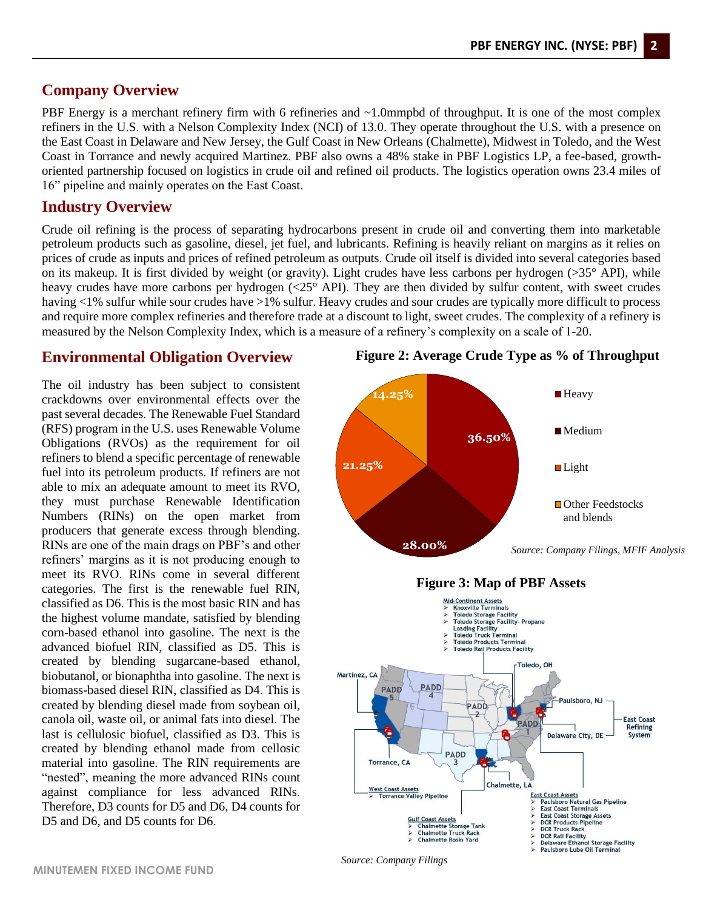## Company Overview

PBF Energy is a merchant refinery firm with 6 refineries and ~1.0mmpbd of throughput. It is one of the most complex refiners in the U.S. with a Nelson Complexity Index (NCI) of 13.0. They operate throughout the U.S. with a presence on the East Coast in Delaware and New Jersey, the Gulf Coast in New Orleans (Chalmette), Midwest in Toledo, and the West Coast in Torrance and newly acquired Martinez. PBF also owns a 48% stake in PBF Logistics LP, a fee-based, growth-oriented partnership focused on logistics in crude oil and refined oil products. The logistics operation owns 23.4 miles of 16" pipeline and mainly operates on the East Coast.

## Industry Overview

Crude oil refining is the process of separating hydrocarbons present in crude oil and converting them into marketable petroleum products such as gasoline, diesel, jet fuel, and lubricants. Refining is heavily reliant on margins as it relies on prices of crude as inputs and prices of refined petroleum as outputs. Crude oil itself is divided into several categories based on its makeup. It is first divided by weight (or gravity). Light crudes have less carbons per hydrogen (>35° API), while heavy crudes have more carbons per hydrogen (<25° API). They are then divided by sulfur content, with sweet crudes having <1% sulfur while sour crudes have >1% sulfur. Heavy crudes and sour crudes are typically more difficult to process and require more complex refineries and therefore trade at a discount to light, sweet crudes. The complexity of a refinery is measured by the Nelson Complexity Index, which is a measure of a refinery's complexity on a scale of 1-20.

## Environmental Obligation Overview

The oil industry has been subject to consistent crackdowns over environmental effects over the past several decades. The Renewable Fuel Standard (RFS) program in the U.S. uses Renewable Volume Obligations (RVOs) as the requirement for oil refiners to blend a specific percentage of renewable fuel into its petroleum products. If refiners are not able to mix an adequate amount to meet its RVO, they must purchase Renewable Identification Numbers (RINs) on the open market from producers that generate excess through blending. RINs are one of the main drags on PBF's and other refiners' margins as it is not producing enough to meet its RVO. RINs come in several different categories. The first is the renewable fuel RIN, classified as D6. This is the most basic RIN and has the highest volume mandate, satisfied by blending corn-based ethanol into gasoline. The next is the advanced biofuel RIN, classified as D5. This is created by blending sugarcane-based ethanol, biobutanol, or bionaphtha into gasoline. The next is biomass-based diesel RIN, classified as D4. This is created by blending diesel made from soybean oil, canola oil, waste oil, or animal fats into diesel. The last is cellulosic biofuel, classified as D3. This is created by blending ethanol made from cellosic material into gasoline. The RIN requirements are "nested", meaning the more advanced RINs count against compliance for less advanced RINs. Therefore, D3 counts for D5 and D6, D4 counts for D5 and D6, and D5 counts for D6.

**Figure 2: Average Crude Type as % of Throughput**

| Crude Type | % of Throughput |
|---|---|
| Heavy | 36.50% |
| Medium | 28.00% |
| Light | 21.25% |
| Other Feedstocks and blends | 14.25% |

*Source: Company Filings, MFIF Analysis*

**Figure 3: Map of PBF Assets**

Mid-Continent Assets
- Knoxville Terminals
- Toledo Storage Facility
- Toledo Storage Facility- Propane Loading Facility
- Toledo Truck Terminal
- Toledo Products Terminal
- Toledo Rail Products Facility

Toledo, OH; Martinez, CA; Paulsboro, NJ; Delaware City, DE; Torrance, CA; Chalmette, LA; East Coast Refining System; PADD 1; PADD 2; PADD 3; PADD 4; PADD 5

West Coast Assets
- Torrance Valley Pipeline

Gulf Coast Assets
- Chalmette Storage Tank
- Chalmette Truck Rack
- Chalmette Rosin Yard

East Coast Assets
- Paulsboro Natural Gas Pipeline
- East Coast Terminals
- East Coast Storage Assets
- DCR Products Pipeline
- DCR Truck Rack
- DCR Rail Facility
- Delaware Ethanol Storage Facility
- Paulsboro Lube Oil Terminal

*Source: Company Filings*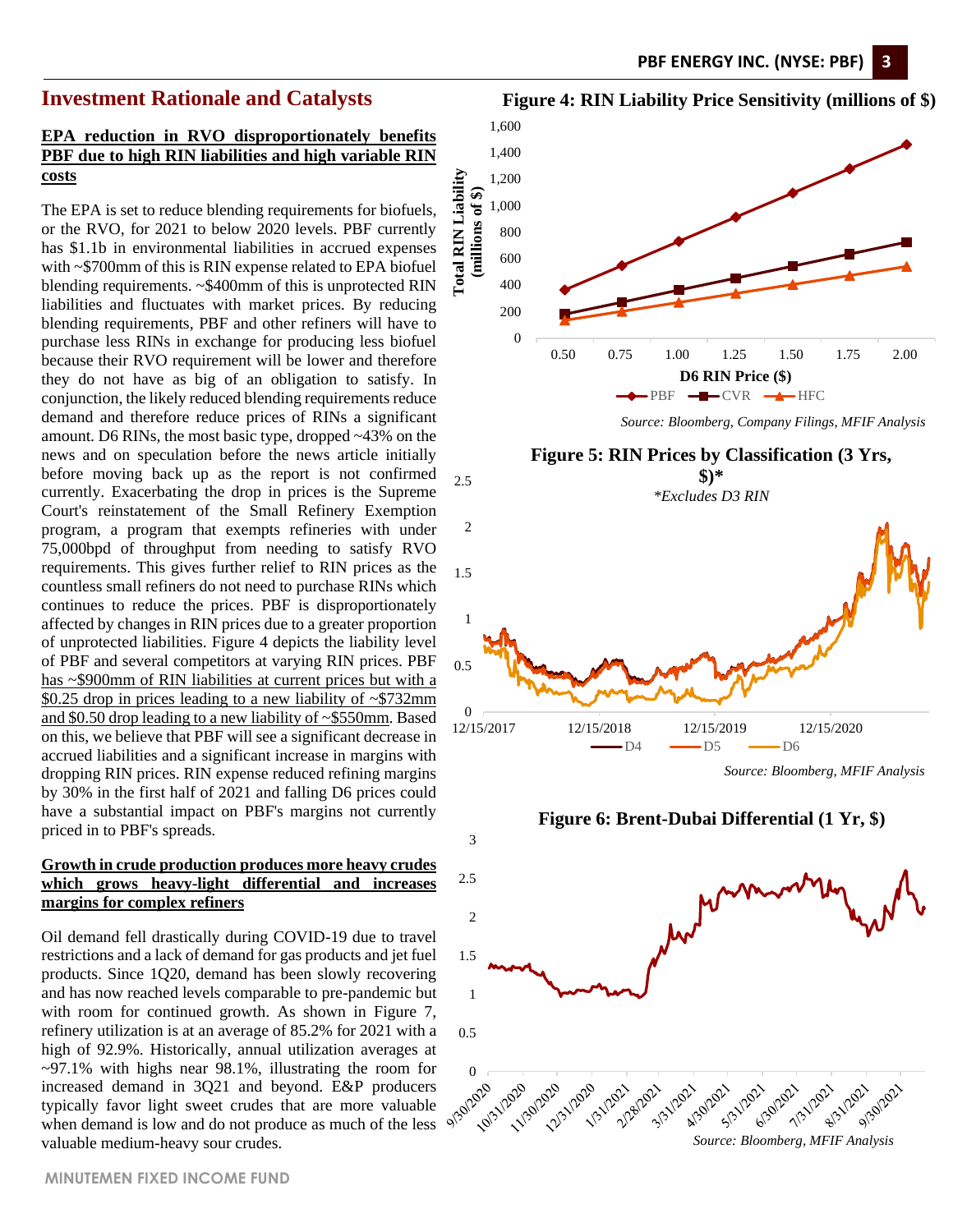## Investment Rationale and Catalysts

**EPA reduction in RVO disproportionately benefits PBF due to high RIN liabilities and high variable RIN costs**

The EPA is set to reduce blending requirements for biofuels, or the RVO, for 2021 to below 2020 levels. PBF currently has $1.1b in environmental liabilities in accrued expenses with ~$700mm of this is RIN expense related to EPA biofuel blending requirements. ~$400mm of this is unprotected RIN liabilities and fluctuates with market prices. By reducing blending requirements, PBF and other refiners will have to purchase less RINs in exchange for producing less biofuel because their RVO requirement will be lower and therefore they do not have as big of an obligation to satisfy. In conjunction, the likely reduced blending requirements reduce demand and therefore reduce prices of RINs a significant amount. D6 RINs, the most basic type, dropped ~43% on the news and on speculation before the news article initially before moving back up as the report is not confirmed currently. Exacerbating the drop in prices is the Supreme Court's reinstatement of the Small Refinery Exemption program, a program that exempts refineries with under 75,000bpd of throughput from needing to satisfy RVO requirements. This gives further relief to RIN prices as the countless small refiners do not need to purchase RINs which continues to reduce the prices. PBF is disproportionately affected by changes in RIN prices due to a greater proportion of unprotected liabilities. Figure 4 depicts the liability level of PBF and several competitors at varying RIN prices. PBF has ~$900mm of RIN liabilities at current prices but with a $0.25 drop in prices leading to a new liability of ~$732mm and $0.50 drop leading to a new liability of ~$550mm. Based on this, we believe that PBF will see a significant decrease in accrued liabilities and a significant increase in margins with dropping RIN prices. RIN expense reduced refining margins by 30% in the first half of 2021 and falling D6 prices could have a substantial impact on PBF's margins not currently priced in to PBF's spreads.

**Growth in crude production produces more heavy crudes which grows heavy-light differential and increases margins for complex refiners**

Oil demand fell drastically during COVID-19 due to travel restrictions and a lack of demand for gas products and jet fuel products. Since 1Q20, demand has been slowly recovering and has now reached levels comparable to pre-pandemic but with room for continued growth. As shown in Figure 7, refinery utilization is at an average of 85.2% for 2021 with a high of 92.9%. Historically, annual utilization averages at ~97.1% with highs near 98.1%, illustrating the room for increased demand in 3Q21 and beyond. E&P producers typically favor light sweet crudes that are more valuable when demand is low and do not produce as much of the less valuable medium-heavy sour crudes.

**Figure 4: RIN Liability Price Sensitivity (millions of $)**

| D6 RIN Price ($) | 0.50 | 0.75 | 1.00 | 1.25 | 1.50 | 1.75 | 2.00 |
|---|---|---|---|---|---|---|---|
| PBF | ~365 | ~550 | ~730 | ~915 | ~1,095 | ~1,280 | ~1,460 |
| CVR | ~180 | ~270 | ~360 | ~450 | ~540 | ~630 | ~720 |
| HFC | ~135 | ~200 | ~270 | ~335 | ~405 | ~470 | ~540 |

*Source: Bloomberg, Company Filings, MFIF Analysis*

**Figure 5: RIN Prices by Classification (3 Yrs, $)***

**Excludes D3 RIN*

*Source: Bloomberg, MFIF Analysis*

**Figure 6: Brent-Dubai Differential (1 Yr, $)**

*Source: Bloomberg, MFIF Analysis*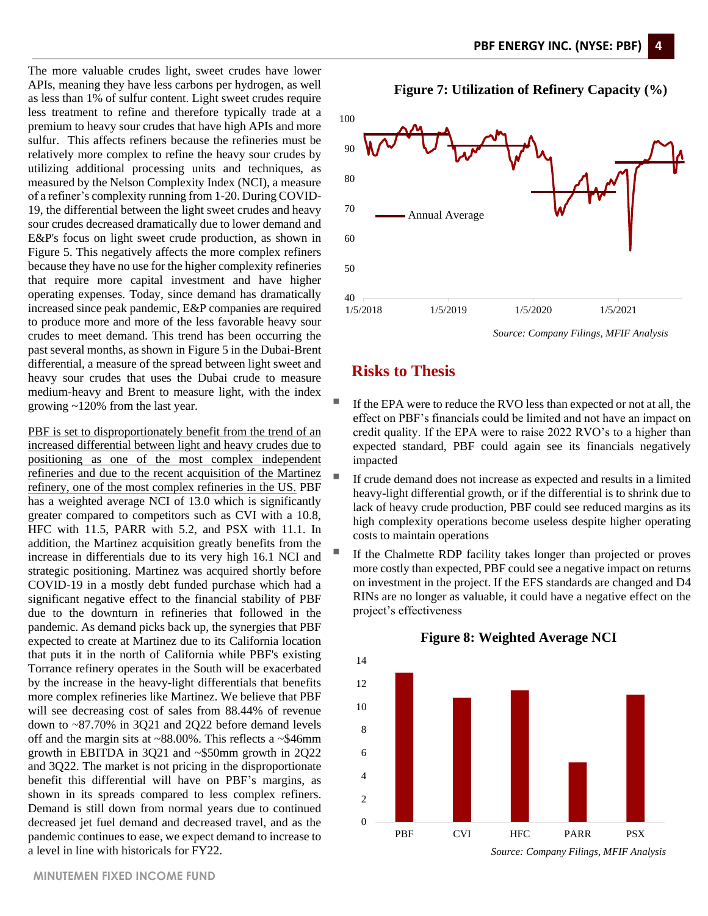The more valuable crudes light, sweet crudes have lower APIs, meaning they have less carbons per hydrogen, as well as less than 1% of sulfur content. Light sweet crudes require less treatment to refine and therefore typically trade at a premium to heavy sour crudes that have high APIs and more sulfur. This affects refiners because the refineries must be relatively more complex to refine the heavy sour crudes by utilizing additional processing units and techniques, as measured by the Nelson Complexity Index (NCI), a measure of a refiner's complexity running from 1-20. During COVID-19, the differential between the light sweet crudes and heavy sour crudes decreased dramatically due to lower demand and E&P's focus on light sweet crude production, as shown in Figure 5. This negatively affects the more complex refiners because they have no use for the higher complexity refineries that require more capital investment and have higher operating expenses. Today, since demand has dramatically increased since peak pandemic, E&P companies are required to produce more and more of the less favorable heavy sour crudes to meet demand. This trend has been occurring the past several months, as shown in Figure 5 in the Dubai-Brent differential, a measure of the spread between light sweet and heavy sour crudes that uses the Dubai crude to measure medium-heavy and Brent to measure light, with the index growing ~120% from the last year.

<u>PBF is set to disproportionately benefit from the trend of an increased differential between light and heavy crudes due to positioning as one of the most complex independent refineries and due to the recent acquisition of the Martinez refinery, one of the most complex refineries in the US.</u> PBF has a weighted average NCI of 13.0 which is significantly greater compared to competitors such as CVI with a 10.8, HFC with 11.5, PARR with 5.2, and PSX with 11.1. In addition, the Martinez acquisition greatly benefits from the increase in differentials due to its very high 16.1 NCI and strategic positioning. Martinez was acquired shortly before COVID-19 in a mostly debt funded purchase which had a significant negative effect to the financial stability of PBF due to the downturn in refineries that followed in the pandemic. As demand picks back up, the synergies that PBF expected to create at Martinez due to its California location that puts it in the north of California while PBF's existing Torrance refinery operates in the South will be exacerbated by the increase in the heavy-light differentials that benefits more complex refineries like Martinez. We believe that PBF will see decreasing cost of sales from 88.44% of revenue down to ~87.70% in 3Q21 and 2Q22 before demand levels off and the margin sits at ~88.00%. This reflects a ~$46mm growth in EBITDA in 3Q21 and ~$50mm growth in 2Q22 and 3Q22. The market is not pricing in the disproportionate benefit this differential will have on PBF's margins, as shown in its spreads compared to less complex refiners. Demand is still down from normal years due to continued decreased jet fuel demand and decreased travel, and as the pandemic continues to ease, we expect demand to increase to a level in line with historicals for FY22.

**Figure 7: Utilization of Refinery Capacity (%)**

*Source: Company Filings, MFIF Analysis*

## Risks to Thesis

- If the EPA were to reduce the RVO less than expected or not at all, the effect on PBF's financials could be limited and not have an impact on credit quality. If the EPA were to raise 2022 RVO's to a higher than expected standard, PBF could again see its financials negatively impacted
- If crude demand does not increase as expected and results in a limited heavy-light differential growth, or if the differential is to shrink due to lack of heavy crude production, PBF could see reduced margins as its high complexity operations become useless despite higher operating costs to maintain operations
- If the Chalmette RDP facility takes longer than projected or proves more costly than expected, PBF could see a negative impact on returns on investment in the project. If the EFS standards are changed and D4 RINs are no longer as valuable, it could have a negative effect on the project's effectiveness

**Figure 8: Weighted Average NCI**

| Company | Weighted Average NCI |
|---|---|
| PBF | 13.0 |
| CVI | 10.8 |
| HFC | 11.5 |
| PARR | 5.2 |
| PSX | 11.1 |

*Source: Company Filings, MFIF Analysis*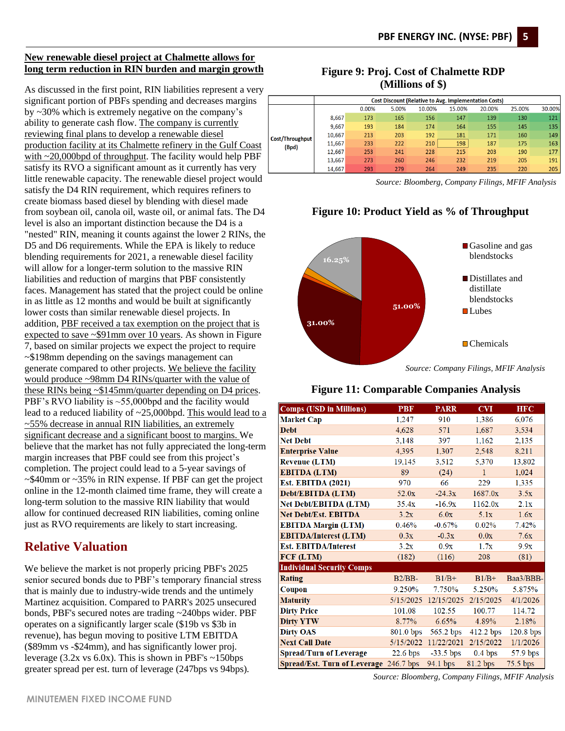## <u>New renewable diesel project at Chalmette allows for long term reduction in RIN burden and margin growth</u>

As discussed in the first point, RIN liabilities represent a very significant portion of PBFs spending and decreases margins by ~30% which is extremely negative on the company's ability to generate cash flow. <u>The company is currently reviewing final plans to develop a renewable diesel production facility at its Chalmette refinery in the Gulf Coast with ~20,000bpd of throughput</u>. The facility would help PBF satisfy its RVO a significant amount as it currently has very little renewable capacity. The renewable diesel project would satisfy the D4 RIN requirement, which requires refiners to create biomass based diesel by blending with diesel made from soybean oil, canola oil, waste oil, or animal fats. The D4 level is also an important distinction because the D4 is a "nested" RIN, meaning it counts against the lower 2 RINs, the D5 and D6 requirements. While the EPA is likely to reduce blending requirements for 2021, a renewable diesel facility will allow for a longer-term solution to the massive RIN liabilities and reduction of margins that PBF consistently faces. Management has stated that the project could be online in as little as 12 months and would be built at significantly lower costs than similar renewable diesel projects. In addition, <u>PBF received a tax exemption on the project that is expected to save ~$91mm over 10 years</u>. As shown in Figure 7, based on similar projects we expect the project to require ~$198mm depending on the savings management can generate compared to other projects. <u>We believe the facility would produce ~98mm D4 RINs/quarter with the value of these RINs being ~$145mm/quarter depending on D4 prices</u>. PBF's RVO liability is ~55,000bpd and the facility would lead to a reduced liability of ~25,000bpd. <u>This would lead to a ~55% decrease in annual RIN liabilities, an extremely significant decrease and a significant boost to margins.</u> We believe that the market has not fully appreciated the long-term margin increases that PBF could see from this project's completion. The project could lead to a 5-year savings of ~$40mm or ~35% in RIN expense. If PBF can get the project online in the 12-month claimed time frame, they will create a long-term solution to the massive RIN liability that would allow for continued decreased RIN liabilities, coming online just as RVO requirements are likely to start increasing.

## Relative Valuation

We believe the market is not properly pricing PBF's 2025 senior secured bonds due to PBF's temporary financial stress that is mainly due to industry-wide trends and the untimely Martinez acquisition. Compared to PARR's 2025 unsecured bonds, PBF's secured notes are trading ~240bps wider. PBF operates on a significantly larger scale ($19b vs $3b in revenue), has begun moving to positive LTM EBITDA ($89mm vs -$24mm), and has significantly lower proj. leverage (3.2x vs 6.0x). This is shown in PBF's ~150bps greater spread per est. turn of leverage (247bps vs 94bps).

**Figure 9: Proj. Cost of Chalmette RDP (Millions of $)**

| | | Cost Discount (Relative to Avg. Implementation Costs) | | | | | | |
|---|---|---|---|---|---|---|---|---|
| | | 0.00% | 5.00% | 10.00% | 15.00% | 20.00% | 25.00% | 30.00% |
| Cost/Throughput (Bpd) | 8,667 | 173 | 165 | 156 | 147 | 139 | 130 | 121 |
| | 9,667 | 193 | 184 | 174 | 164 | 155 | 145 | 135 |
| | 10,667 | 213 | 203 | 192 | 181 | 171 | 160 | 149 |
| | 11,667 | 233 | 222 | 210 | 198 | 187 | 175 | 163 |
| | 12,667 | 253 | 241 | 228 | 215 | 203 | 190 | 177 |
| | 13,667 | 273 | 260 | 246 | 232 | 219 | 205 | 191 |
| | 14,667 | 293 | 279 | 264 | 249 | 235 | 220 | 205 |

*Source: Bloomberg, Company Filings, MFIF Analysis*

**Figure 10: Product Yield as % of Throughput**

| Product | % of Throughput |
|---|---|
| Gasoline and gas blendstocks | 51.00% |
| Distillates and distillate blendstocks | 31.00% |
| Lubes | |
| Chemicals | |
| (unlabeled) | 16.25% |

*Source: Company Filings, MFIF Analysis*

**Figure 11: Comparable Companies Analysis**

| Comps (USD in Millions) | PBF | PARR | CVI | HFC |
|---|---|---|---|---|
| Market Cap | 1,247 | 910 | 1,386 | 6,076 |
| Debt | 4,628 | 571 | 1,687 | 3,534 |
| Net Debt | 3,148 | 397 | 1,162 | 2,135 |
| Enterprise Value | 4,395 | 1,307 | 2,548 | 8,211 |
| Revenue (LTM) | 19,145 | 3,512 | 5,370 | 13,802 |
| EBITDA (LTM) | 89 | (24) | 1 | 1,024 |
| Est. EBITDA (2021) | 970 | 66 | 229 | 1,335 |
| Debt/EBITDA (LTM) | 52.0x | -24.3x | 1687.0x | 3.5x |
| Net Debt/EBITDA (LTM) | 35.4x | -16.9x | 1162.0x | 2.1x |
| Net Debt/Est. EBITDA | 3.2x | 6.0x | 5.1x | 1.6x |
| EBITDA Margin (LTM) | 0.46% | -0.67% | 0.02% | 7.42% |
| EBITDA/Interest (LTM) | 0.3x | -0.3x | 0.0x | 7.6x |
| Est. EBITDA/Interest | 3.2x | 0.9x | 1.7x | 9.9x |
| FCF (LTM) | (182) | (116) | 208 | (81) |
| **Individual Security Comps** | | | | |
| Rating | B2/BB- | B1/B+ | B1/B+ | Baa3/BBB- |
| Coupon | 9.250% | 7.750% | 5.250% | 5.875% |
| Maturity | 5/15/2025 | 12/15/2025 | 2/15/2025 | 4/1/2026 |
| Dirty Price | 101.08 | 102.55 | 100.77 | 114.72 |
| Dirty YTW | 8.77% | 6.65% | 4.89% | 2.18% |
| Dirty OAS | 801.0 bps | 565.2 bps | 412.2 bps | 120.8 bps |
| Next Call Date | 5/15/2022 | 11/22/2021 | 2/15/2022 | 1/1/2026 |
| Spread/Turn of Leverage | 22.6 bps | -33.5 bps | 0.4 bps | 57.9 bps |
| Spread/Est. Turn of Leverage | 246.7 bps | 94.1 bps | 81.2 bps | 75.5 bps |

*Source: Bloomberg, Company Filings, MFIF Analysis*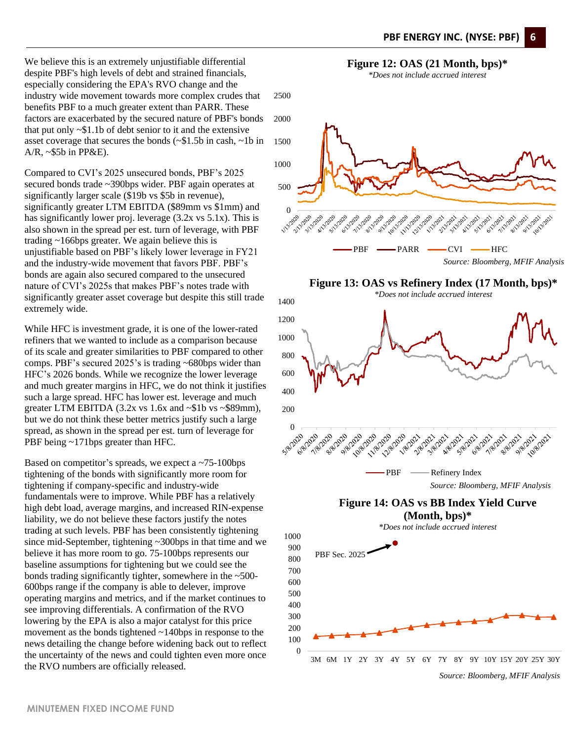We believe this is an extremely unjustifiable differential despite PBF's high levels of debt and strained financials, especially considering the EPA's RVO change and the industry wide movement towards more complex crudes that benefits PBF to a much greater extent than PARR. These factors are exacerbated by the secured nature of PBF's bonds that put only ~$1.1b of debt senior to it and the extensive asset coverage that secures the bonds (~$1.5b in cash, ~1b in A/R, ~$5b in PP&E).

Compared to CVI's 2025 unsecured bonds, PBF's 2025 secured bonds trade ~390bps wider. PBF again operates at significantly larger scale ($19b vs $5b in revenue), significantly greater LTM EBITDA ($89mm vs $1mm) and has significantly lower proj. leverage (3.2x vs 5.1x). This is also shown in the spread per est. turn of leverage, with PBF trading ~166bps greater. We again believe this is unjustifiable based on PBF's likely lower leverage in FY21 and the industry-wide movement that favors PBF. PBF's bonds are again also secured compared to the unsecured nature of CVI's 2025s that makes PBF's notes trade with significantly greater asset coverage but despite this still trade extremely wide.

While HFC is investment grade, it is one of the lower-rated refiners that we wanted to include as a comparison because of its scale and greater similarities to PBF compared to other comps. PBF's secured 2025's is trading ~680bps wider than HFC's 2026 bonds. While we recognize the lower leverage and much greater margins in HFC, we do not think it justifies such a large spread. HFC has lower est. leverage and much greater LTM EBITDA (3.2x vs 1.6x and ~$1b vs ~$89mm), but we do not think these better metrics justify such a large spread, as shown in the spread per est. turn of leverage for PBF being ~171bps greater than HFC.

Based on competitor's spreads, we expect a ~75-100bps tightening of the bonds with significantly more room for tightening if company-specific and industry-wide fundamentals were to improve. While PBF has a relatively high debt load, average margins, and increased RIN-expense liability, we do not believe these factors justify the notes trading at such levels. PBF has been consistently tightening since mid-September, tightening ~300bps in that time and we believe it has more room to go. 75-100bps represents our baseline assumptions for tightening but we could see the bonds trading significantly tighter, somewhere in the ~500-600bps range if the company is able to delever, improve operating margins and metrics, and if the market continues to see improving differentials. A confirmation of the RVO lowering by the EPA is also a major catalyst for this price movement as the bonds tightened ~140bps in response to the news detailing the change before widening back out to reflect the uncertainty of the news and could tighten even more once the RVO numbers are officially released.

**Figure 12: OAS (21 Month, bps)***

*\*Does not include accrued interest*

*Source: Bloomberg, MFIF Analysis*

**Figure 13: OAS vs Refinery Index (17 Month, bps)***

*\*Does not include accrued interest*

*Source: Bloomberg, MFIF Analysis*

**Figure 14: OAS vs BB Index Yield Curve (Month, bps)***

*\*Does not include accrued interest*

*Source: Bloomberg, MFIF Analysis*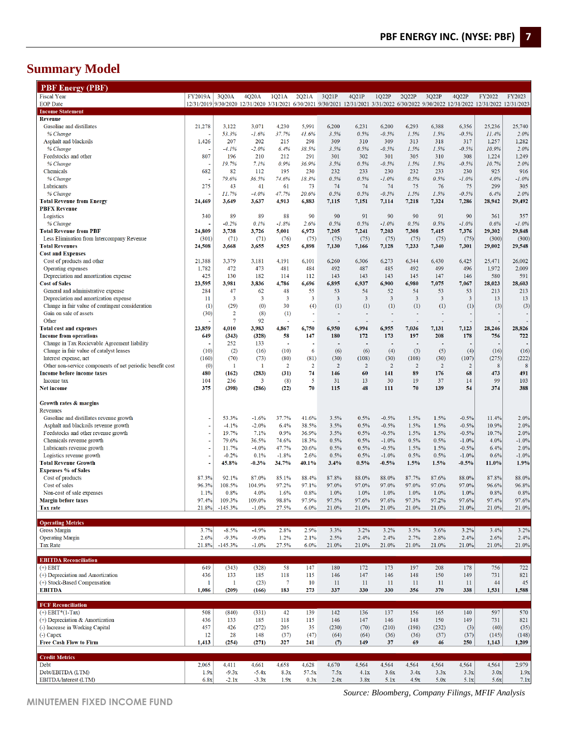## Summary Model

| PBF Energy (PBF) | | | | | | | | | | | | | |
|---|---|---|---|---|---|---|---|---|---|---|---|---|---|
| Fiscal Year | FY2019A | 3Q20A | 4Q20A | 1Q21A | 2Q21A | 3Q21P | 4Q21P | 1Q22P | 2Q22P | 3Q22P | 4Q22P | FY2022 | FY2023 |
| EOP Date | 12/31/2019 | 9/30/2020 | 12/31/2020 | 3/31/2021 | 6/30/2021 | 9/30/2021 | 12/31/2021 | 3/31/2022 | 6/30/2022 | 9/30/2022 | 12/31/2022 | 12/31/2022 | 12/31/2023 |
| **Income Statement** | | | | | | | | | | | | | |
| **Revenue** | | | | | | | | | | | | | |
| Gasoline and distillates | 21,278 | 3,122 | 3,071 | 4,230 | 5,991 | 6,200 | 6,231 | 6,200 | 6,293 | 6,388 | 6,356 | 25,236 | 25,740 |
| *% Change* | - | *53.3%* | *-1.6%* | *37.7%* | *41.6%* | *3.5%* | *0.5%* | *-0.5%* | *1.5%* | *1.5%* | *-0.5%* | *11.4%* | *2.0%* |
| Asphalt and blackoils | 1,426 | 207 | 202 | 215 | 298 | 309 | 310 | 309 | 313 | 318 | 317 | 1,257 | 1,282 |
| *% Change* | - | *-4.1%* | *-2.0%* | *6.4%* | *38.5%* | *3.5%* | *0.5%* | *-0.5%* | *1.5%* | *1.5%* | *-0.5%* | *10.9%* | *2.0%* |
| Feedstocks and other | 807 | 196 | 210 | 212 | 291 | 301 | 302 | 301 | 305 | 310 | 308 | 1,224 | 1,249 |
| *% Change* | - | *19.7%* | *7.1%* | *0.9%* | *36.9%* | *3.5%* | *0.5%* | *-0.5%* | *1.5%* | *1.5%* | *-0.5%* | *10.7%* | *2.0%* |
| Chemicals | 682 | 82 | 112 | 195 | 230 | 232 | 233 | 230 | 232 | 233 | 230 | 925 | 916 |
| *% Change* | - | *79.6%* | *36.5%* | *74.6%* | *18.3%* | *0.5%* | *0.5%* | *-1.0%* | *0.5%* | *0.5%* | *-1.0%* | *4.0%* | *-1.0%* |
| Lubricants | 275 | 43 | 41 | 61 | 73 | 74 | 74 | 74 | 75 | 76 | 75 | 299 | 305 |
| *% Change* | - | *11.7%* | *-4.0%* | *47.7%* | *20.6%* | *0.5%* | *0.5%* | *-0.5%* | *1.5%* | *1.5%* | *-0.5%* | *6.4%* | *2.0%* |
| **Total Revenue from Energy** | **24,469** | **3,649** | **3,637** | **4,913** | **6,883** | **7,115** | **7,151** | **7,114** | **7,218** | **7,324** | **7,286** | **28,942** | **29,492** |
| **PBFX Revenue** | | | | | | | | | | | | | |
| Logistics | 340 | 89 | 89 | 88 | 90 | 90 | 91 | 90 | 90 | 91 | 90 | 361 | 357 |
| *% Change* | - | *-0.2%* | *0.1%* | *-1.8%* | *2.6%* | *0.5%* | *0.5%* | *-1.0%* | *0.5%* | *0.5%* | *-1.0%* | *0.6%* | *-1.0%* |
| **Total Revenue from PBF** | **24,809** | **3,738** | **3,726** | **5,001** | **6,973** | **7,205** | **7,241** | **7,203** | **7,308** | **7,415** | **7,376** | **29,302** | **29,848** |
| Less Elimination from Intercompany Revenue | (301) | (71) | (71) | (76) | (75) | (75) | (75) | (75) | (75) | (75) | (75) | (300) | (300) |
| **Total Revenues** | **24,508** | **3,668** | **3,655** | **4,925** | **6,898** | **7,130** | **7,166** | **7,128** | **7,233** | **7,340** | **7,301** | **29,002** | **29,548** |
| **Cost and Expenses** | | | | | | | | | | | | | |
| Cost of products and other | 21,388 | 3,379 | 3,181 | 4,191 | 6,101 | 6,260 | 6,306 | 6,273 | 6,344 | 6,430 | 6,425 | 25,471 | 26,002 |
| Operating expenses | 1,782 | 472 | 473 | 481 | 484 | 492 | 487 | 485 | 492 | 499 | 496 | 1,972 | 2,009 |
| Depreciation and amortization expense | 425 | 130 | 182 | 114 | 112 | 143 | 143 | 143 | 145 | 147 | 146 | 580 | 591 |
| **Cost of Sales** | **23,595** | **3,981** | **3,836** | **4,786** | **6,696** | **6,895** | **6,937** | **6,900** | **6,980** | **7,075** | **7,067** | **28,023** | **28,603** |
| General and administrative expense | 284 | 47 | 62 | 48 | 55 | 53 | 54 | 52 | 54 | 53 | 53 | 213 | 213 |
| Depreciation and amortization expense | 11 | 3 | 3 | 3 | 3 | 3 | 3 | 3 | 3 | 3 | 3 | 13 | 13 |
| Change in fair value of contingent consideration | (1) | (29) | (0) | 30 | (4) | (1) | (1) | (1) | (1) | (1) | (1) | (3) | (3) |
| Gain on sale of assets | (30) | 2 | (8) | (1) | - | - | - | - | - | - | - | - | - |
| Other | - | 7 | 92 | - | - | - | - | - | - | - | - | - | - |
| **Total cost and expenses** | **23,859** | **4,010** | **3,983** | **4,867** | **6,750** | **6,950** | **6,994** | **6,955** | **7,036** | **7,131** | **7,123** | **28,246** | **28,826** |
| **Income from operations** | **649** | **(343)** | **(328)** | **58** | **147** | **180** | **172** | **173** | **197** | **208** | **178** | **756** | **722** |
| Change in Tax Recievable Agreement liability | - | 252 | 133 | - | - | - | - | - | - | - | - | - | - |
| Change in fair value of catalyst leases | (10) | (2) | (16) | (10) | 6 | (6) | (6) | (4) | (3) | (5) | (4) | (16) | (16) |
| Interest expense, net | (160) | (70) | (73) | (80) | (81) | (30) | (108) | (30) | (108) | (30) | (107) | (275) | (222) |
| Other non-service components of net periodic benefit cost | (0) | 1 | 1 | 2 | 2 | 2 | 2 | 2 | 2 | 2 | 2 | 8 | 8 |
| **Income before income taxes** | **480** | **(162)** | **(283)** | **(31)** | **74** | **146** | **60** | **141** | **89** | **176** | **68** | **473** | **491** |
| Income tax | 104 | 236 | 3 | (8) | 5 | 31 | 13 | 30 | 19 | 37 | 14 | 99 | 103 |
| **Net income** | **375** | **(398)** | **(286)** | **(22)** | **70** | **115** | **48** | **111** | **70** | **139** | **54** | **374** | **388** |
| | | | | | | | | | | | | | |
| **Growth rates & margins** | | | | | | | | | | | | | |
| Revenues | | | | | | | | | | | | | |
| Gasoline and distillates revenue growth | - | 53.3% | -1.6% | 37.7% | 41.6% | 3.5% | 0.5% | -0.5% | 1.5% | 1.5% | -0.5% | 11.4% | 2.0% |
| Asphalt and blackoils revenue growth | - | -4.1% | -2.0% | 6.4% | 38.5% | 3.5% | 0.5% | -0.5% | 1.5% | 1.5% | -0.5% | 10.9% | 2.0% |
| Feedstocks and other revenue growth | - | 19.7% | 7.1% | 0.9% | 36.9% | 3.5% | 0.5% | -0.5% | 1.5% | 1.5% | -0.5% | 10.7% | 2.0% |
| Chemicals revenue growth | - | 79.6% | 36.5% | 74.6% | 18.3% | 0.5% | 0.5% | -1.0% | 0.5% | 0.5% | -1.0% | 4.0% | -1.0% |
| Lubricants revenue growth | - | 11.7% | -4.0% | 47.7% | 20.6% | 0.5% | 0.5% | -0.5% | 1.5% | 1.5% | -0.5% | 6.4% | 2.0% |
| Logistics revenue growth | - | -0.2% | 0.1% | -1.8% | 2.6% | 0.5% | 0.5% | -1.0% | 0.5% | 0.5% | -1.0% | 0.6% | -1.0% |
| **Total Revenue Growth** | **-** | **45.8%** | **-0.3%** | **34.7%** | **40.1%** | **3.4%** | **0.5%** | **-0.5%** | **1.5%** | **1.5%** | **-0.5%** | **11.0%** | **1.9%** |
| **Expenses % of Sales** | | | | | | | | | | | | | |
| Cost of products | 87.3% | 92.1% | 87.0% | 85.1% | 88.4% | 87.8% | 88.0% | 88.0% | 87.7% | 87.6% | 88.0% | 87.8% | 88.0% |
| Cost of sales | 96.3% | 108.5% | 104.9% | 97.2% | 97.1% | 97.0% | 97.0% | 97.0% | 97.0% | 97.0% | 97.0% | 96.6% | 96.8% |
| Non-cost of sale expenses | 1.1% | 0.8% | 4.0% | 1.6% | 0.8% | 1.0% | 1.0% | 1.0% | 1.0% | 1.0% | 1.0% | 0.8% | 0.8% |
| **Margin before taxes** | 97.4% | 109.3% | 109.0% | 98.8% | 97.9% | 97.5% | 97.6% | 97.6% | 97.3% | 97.2% | 97.6% | 97.4% | 97.6% |
| **Tax rate** | 21.8% | -145.3% | -1.0% | 27.5% | 6.0% | 21.0% | 21.0% | 21.0% | 21.0% | 21.0% | 21.0% | 21.0% | 21.0% |
| | | | | | | | | | | | | | |
| **Operating Metrics** | | | | | | | | | | | | | |
| Gross Margin | 3.7% | -8.5% | -4.9% | 2.8% | 2.9% | 3.3% | 3.2% | 3.2% | 3.5% | 3.6% | 3.2% | 3.4% | 3.2% |
| Operating Margin | 2.6% | -9.3% | -9.0% | 1.2% | 2.1% | 2.5% | 2.4% | 2.4% | 2.7% | 2.8% | 2.4% | 2.6% | 2.4% |
| Tax Rate | 21.8% | -145.3% | -1.0% | 27.5% | 6.0% | 21.0% | 21.0% | 21.0% | 21.0% | 21.0% | 21.0% | 21.0% | 21.0% |
| | | | | | | | | | | | | | |
| **EBITDA Reconciliation** | | | | | | | | | | | | | |
| (+) EBIT | 649 | (343) | (328) | 58 | 147 | 180 | 172 | 173 | 197 | 208 | 178 | 756 | 722 |
| (+) Depreciation and Amortization | 436 | 133 | 185 | 118 | 115 | 146 | 147 | 146 | 148 | 150 | 149 | 731 | 821 |
| (+) Stock-Based Compensation | 1 | 1 | (23) | 7 | 10 | 11 | 11 | 11 | 11 | 11 | 11 | 44 | 45 |
| **EBITDA** | **1,086** | **(209)** | **(166)** | **183** | **273** | **337** | **330** | **330** | **356** | **370** | **338** | **1,531** | **1,588** |
| | | | | | | | | | | | | | |
| **FCF Reconciliation** | | | | | | | | | | | | | |
| (+) EBIT*(1-Tax) | 508 | (840) | (331) | 42 | 139 | 142 | 136 | 137 | 156 | 165 | 140 | 597 | 570 |
| (+) Depreciation & Amortization | 436 | 133 | 185 | 118 | 115 | 146 | 147 | 146 | 148 | 150 | 149 | 731 | 821 |
| (-) Increase in Working Capital | 457 | 426 | (272) | 205 | 35 | (230) | (70) | (210) | (198) | (232) | (3) | (40) | (35) |
| (-) Capex | 12 | 28 | 148 | (37) | (47) | (64) | (64) | (36) | (36) | (37) | (37) | (145) | (148) |
| **Free Cash Flow to Firm** | **1,413** | **(254)** | **(271)** | **327** | **241** | **(7)** | **149** | **37** | **69** | **46** | **250** | **1,143** | **1,209** |
| | | | | | | | | | | | | | |
| **Credit Metrics** | | | | | | | | | | | | | |
| Debt | 2,065 | 4,411 | 4,661 | 4,658 | 4,628 | 4,670 | 4,564 | 4,564 | 4,564 | 4,564 | 4,564 | 4,564 | 2,979 |
| Debt/EBITDA (LTM) | 1.9x | -9.3x | -5.4x | 8.3x | 57.5x | 7.5x | 4.1x | 3.6x | 3.4x | 3.3x | 3.3x | 3.0x | 1.9x |
| EBITDA/Interest (LTM) | 6.8x | -2.1x | -3.3x | 1.9x | 0.3x | 2.4x | 3.8x | 5.1x | 4.9x | 5.0x | 5.1x | 5.6x | 7.1x |

*Source: Bloomberg, Company Filings, MFIF Analysis*